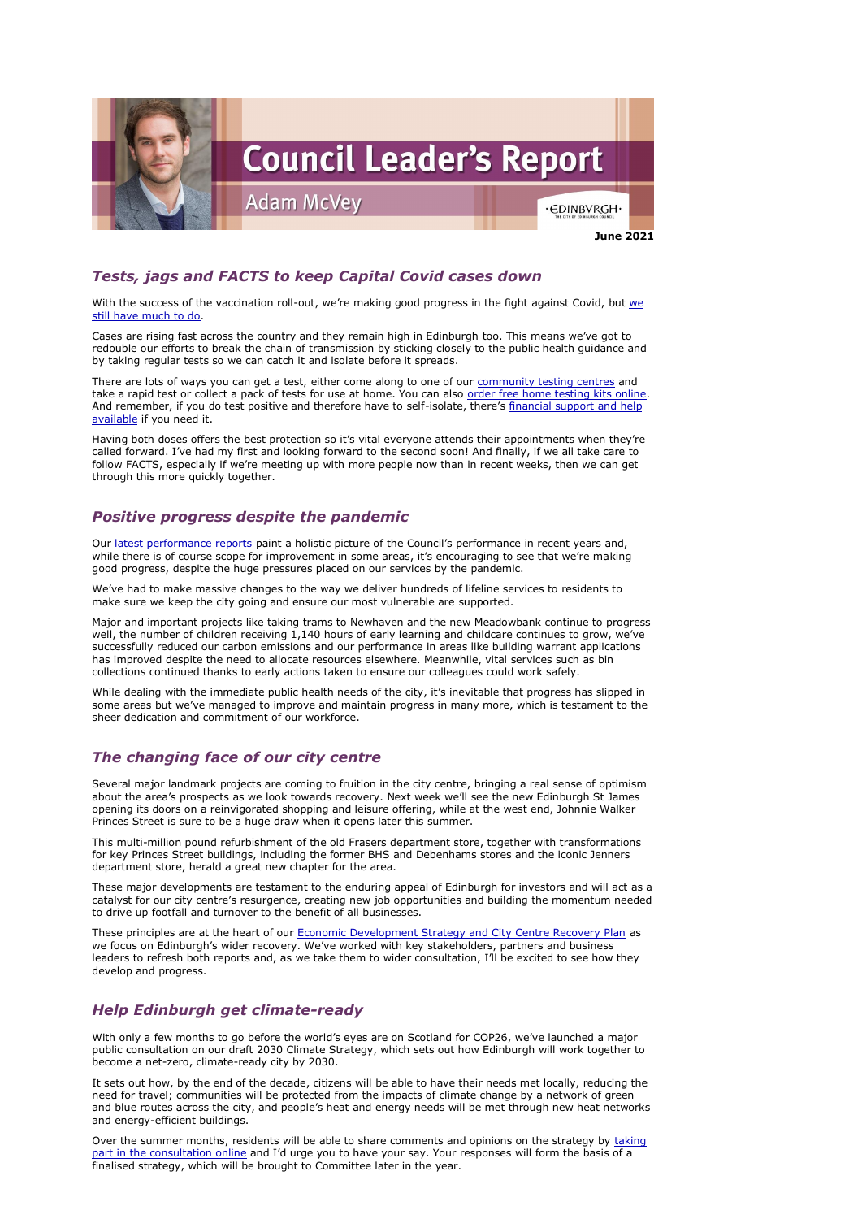# Council Leader's Report

## Adam McVey

**June 2021**

### *Tests, jags and FACTS to keep Capital Covid cases down*

With the success of the vaccination roll-out, we're making good progress in the fight against Covid, but we still have much to do.

Cases are rising fast across the country and they remain high in Edinburgh too. This means we've got to redouble our efforts to break the chain of transmission by sticking closely to the public health guidance and by taking regular tests so we can catch it and isolate before it spreads.

There are lots of ways you can get a test, either come along to one of our community testing centres and take a rapid test or collect a pack of tests for use at home. You can also order free home testing kits online. And remember, if you do test positive and therefore have to self-isolate, there's financial support and help available if you need it.

Having both doses offers the best protection so it's vital everyone attends their appointments when they're called forward. I've had my first and looking forward to the second soon! And finally, if we all take care to follow FACTS, especially if we're meeting up with more people now than in recent weeks, then we can get through this more quickly together.

### *Positive progress despite the pandemic*

Our latest performance reports paint a holistic picture of the Council's performance in recent years and, while there is of course scope for improvement in some areas, it's encouraging to see that we're making good progress, despite the huge pressures placed on our services by the pandemic.

We've had to make massive changes to the way we deliver hundreds of lifeline services to residents to make sure we keep the city going and ensure our most vulnerable are supported.

Major and important projects like taking trams to Newhaven and the new Meadowbank continue to progress well, the number of children receiving 1,140 hours of early learning and childcare continues to grow, we've successfully reduced our carbon emissions and our performance in areas like building warrant applications has improved despite the need to allocate resources elsewhere. Meanwhile, vital services such as bin collections continued thanks to early actions taken to ensure our colleagues could work safely.

While dealing with the immediate public health needs of the city, it's inevitable that progress has slipped in some areas but we've managed to improve and maintain progress in many more, which is testament to the sheer dedication and commitment of our workforce.

### *The changing face of our city centre*

Several major landmark projects are coming to fruition in the city centre, bringing a real sense of optimism about the area's prospects as we look towards recovery. Next week we'll see the new Edinburgh St James opening its doors on a reinvigorated shopping and leisure offering, while at the west end, Johnnie Walker Princes Street is sure to be a huge draw when it opens later this summer.

This multi-million pound refurbishment of the old Frasers department store, together with transformations for key Princes Street buildings, including the former BHS and Debenhams stores and the iconic Jenners department store, herald a great new chapter for the area.

These major developments are testament to the enduring appeal of Edinburgh for investors and will act as a catalyst for our city centre's resurgence, creating new job opportunities and building the momentum needed to drive up footfall and turnover to the benefit of all businesses.

These principles are at the heart of our Economic Development Strategy and City Centre Recovery Plan as we focus on Edinburgh's wider recovery. We've worked with key stakeholders, partners and business leaders to refresh both reports and, as we take them to wider consultation, I'll be excited to see how they develop and progress.

### *Help Edinburgh get climate-ready*

With only a few months to go before the world's eyes are on Scotland for COP26, we've launched a major public consultation on our draft 2030 Climate Strategy, which sets out how Edinburgh will work together to become a net-zero, climate-ready city by 2030.

It sets out how, by the end of the decade, citizens will be able to have their needs met locally, reducing the need for travel; communities will be protected from the impacts of climate change by a network of green and blue routes across the city, and people's heat and energy needs will be met through new heat networks and energy-efficient buildings.

Over the summer months, residents will be able to share comments and opinions on the strategy by taking part in the consultation online and I'd urge you to have your say. Your responses will form the basis of a finalised strategy, which will be brought to Committee later in the year.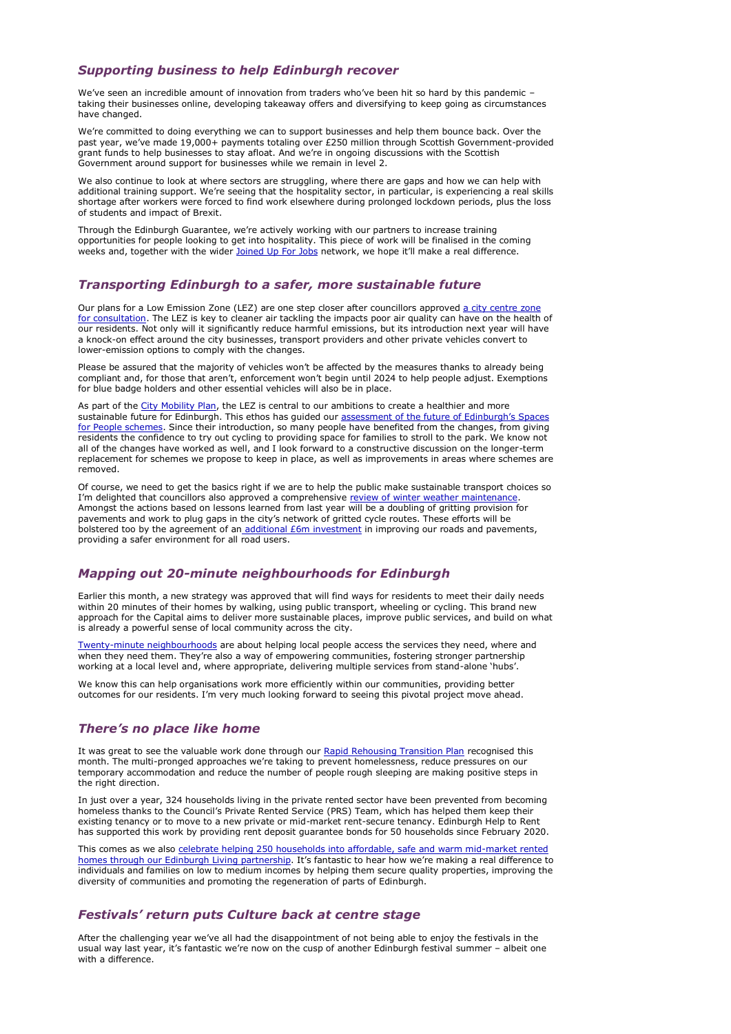## *Supporting business to help Edinburgh recover*

We've seen an incredible amount of innovation from traders who've been hit so hard by this pandemic – taking their businesses online, developing takeaway offers and diversifying to keep going as circumstances have changed.

We're committed to doing everything we can to support businesses and help them bounce back. Over the past year, we've made 19,000+ payments totaling over £250 million through Scottish Government-provided grant funds to help businesses to stay afloat. And we're in ongoing discussions with the Scottish Government around support for businesses while we remain in level 2.

We also continue to look at where sectors are struggling, where there are gaps and how we can help with additional training support. We're seeing that the hospitality sector, in particular, is experiencing a real skills shortage after workers were forced to find work elsewhere during prolonged lockdown periods, plus the loss of students and impact of Brexit.

Through the Edinburgh Guarantee, we're actively working with our partners to increase training opportunities for people looking to get into hospitality. This piece of work will be finalised in the coming weeks and, together with the wider Joined Up For Jobs network, we hope it'll make a real difference.

## *Transporting Edinburgh to a safer, more sustainable future*

Our plans for a Low Emission Zone (LEZ) are one step closer after councillors approved a city centre zone for consultation. The LEZ is key to cleaner air tackling the impacts poor air quality can have on the health of our residents. Not only will it significantly reduce harmful emissions, but its introduction next year will have a knock-on effect around the city businesses, transport providers and other private vehicles convert to lower-emission options to comply with the changes.

Please be assured that the majority of vehicles won't be affected by the measures thanks to already being compliant and, for those that aren't, enforcement won't begin until 2024 to help people adjust. Exemptions for blue badge holders and other essential vehicles will also be in place.

As part of the City Mobility Plan, the LEZ is central to our ambitions to create a healthier and more sustainable future for Edinburgh. This ethos has guided our assessment of the future of Edinburgh's Spaces for People schemes. Since their introduction, so many people have benefited from the changes, from giving residents the confidence to try out cycling to providing space for families to stroll to the park. We know not all of the changes have worked as well, and I look forward to a constructive discussion on the longer-term replacement for schemes we propose to keep in place, as well as improvements in areas where schemes are removed.

Of course, we need to get the basics right if we are to help the public make sustainable transport choices so I'm delighted that councillors also approved a comprehensive review of winter weather maintenance. Amongst the actions based on lessons learned from last year will be a doubling of gritting provision for pavements and work to plug gaps in the city's network of gritted cycle routes. These efforts will be bolstered too by the agreement of an additional £6m investment in improving our roads and pavements, providing a safer environment for all road users.

## *Mapping out 20-minute neighbourhoods for Edinburgh*

Earlier this month, a new strategy was approved that will find ways for residents to meet their daily needs within 20 minutes of their homes by walking, using public transport, wheeling or cycling. This brand new approach for the Capital aims to deliver more sustainable places, improve public services, and build on what is already a powerful sense of local community across the city.

Twenty-minute neighbourhoods are about helping local people access the services they need, where and when they need them. They're also a way of empowering communities, fostering stronger partnership working at a local level and, where appropriate, delivering multiple services from stand-alone 'hubs'.

We know this can help organisations work more efficiently within our communities, providing better outcomes for our residents. I'm very much looking forward to seeing this pivotal project move ahead.

## *There's no place like home*

It was great to see the valuable work done through our Rapid Rehousing Transition Plan recognised this month. The multi-pronged approaches we're taking to prevent homelessness, reduce pressures on our temporary accommodation and reduce the number of people rough sleeping are making positive steps in the right direction.

In just over a year, 324 households living in the private rented sector have been prevented from becoming homeless thanks to the Council's Private Rented Service (PRS) Team, which has helped them keep their existing tenancy or to move to a new private or mid-market rent-secure tenancy. Edinburgh Help to Rent has supported this work by providing rent deposit guarantee bonds for 50 households since February 2020.

This comes as we also celebrate helping 250 households into affordable, safe and warm mid-market rented homes through our Edinburgh Living partnership. It's fantastic to hear how we're making a real difference to individuals and families on low to medium incomes by helping them secure quality properties, improving the diversity of communities and promoting the regeneration of parts of Edinburgh.

## *Festivals' return puts Culture back at centre stage*

After the challenging year we've all had the disappointment of not being able to enjoy the festivals in the usual way last year, it's fantastic we're now on the cusp of another Edinburgh festival summer – albeit one with a difference.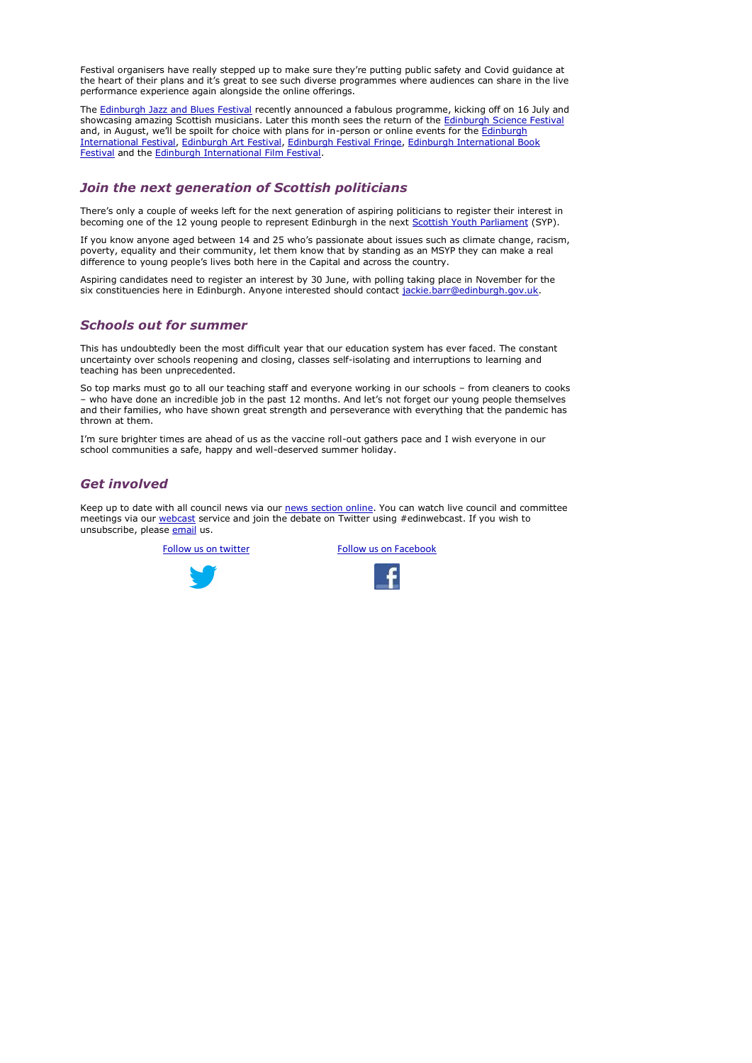Festival organisers have really stepped up to make sure they're putting public safety and Covid guidance at the heart of their plans and it's great to see such diverse programmes where audiences can share in the live performance experience again alongside the online offerings.

The Edinburgh Jazz and Blues Festival recently announced a fabulous programme, kicking off on 16 July and showcasing amazing Scottish musicians. Later this month sees the return of the Edinburgh Science Festival and, in August, we'll be spoilt for choice with plans for in-person or online events for the Edinburgh International Festival, Edinburgh Art Festival, Edinburgh Festival Fringe, Edinburgh International Book Festival and the Edinburgh International Film Festival.

## *Join the next generation of Scottish politicians*

There's only a couple of weeks left for the next generation of aspiring politicians to register their interest in becoming one of the 12 young people to represent Edinburgh in the next Scottish Youth Parliament (SYP).

If you know anyone aged between 14 and 25 who's passionate about issues such as climate change, racism, poverty, equality and their community, let them know that by standing as an MSYP they can make a real difference to young people's lives both here in the Capital and across the country.

Aspiring candidates need to register an interest by 30 June, with polling taking place in November for the six constituencies here in Edinburgh. Anyone interested should contact jackie.barr@edinburgh.gov.uk.

## *Schools out for summer*

This has undoubtedly been the most difficult year that our education system has ever faced. The constant uncertainty over schools reopening and closing, classes self-isolating and interruptions to learning and teaching has been unprecedented.

So top marks must go to all our teaching staff and everyone working in our schools – from cleaners to cooks – who have done an incredible job in the past 12 months. And let's not forget our young people themselves and their families, who have shown great strength and perseverance with everything that the pandemic has thrown at them.

I'm sure brighter times are ahead of us as the vaccine roll-out gathers pace and I wish everyone in our school communities a safe, happy and well-deserved summer holiday.

## *Get involved*

Keep up to date with all council news via our news section online. You can watch live council and committee meetings via our webcast service and join the debate on Twitter using #edinwebcast. If you wish to unsubscribe, please email us.

Follow us on twitter

Follow us on Facebook